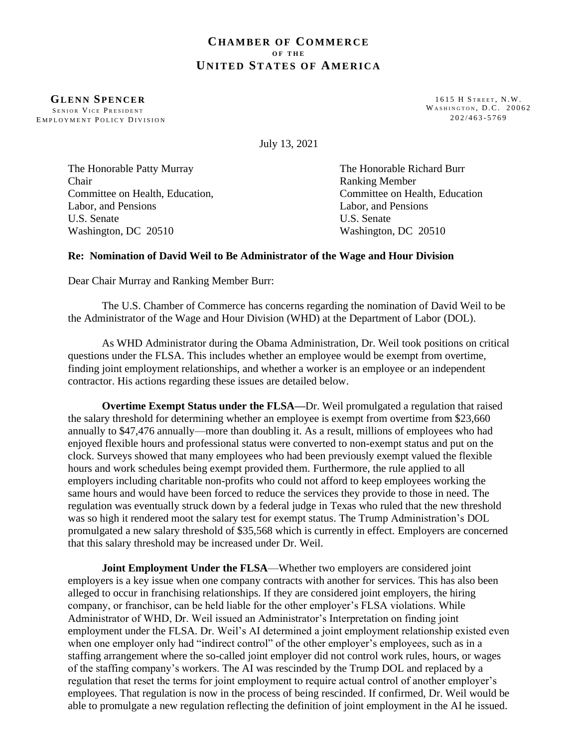# CHAMBER OF COMMERCE
### OF THE
# UNITED STATES OF AMERICA

**GLENN SPENCER**
SENIOR VICE PRESIDENT
EMPLOYMENT POLICY DIVISION

1615 H STREET, N.W.
WASHINGTON, D.C. 20062
202/463-5769

July 13, 2021

The Honorable Patty Murray
Chair
Committee on Health, Education,
Labor, and Pensions
U.S. Senate
Washington, DC 20510

The Honorable Richard Burr
Ranking Member
Committee on Health, Education
Labor, and Pensions
U.S. Senate
Washington, DC 20510

**Re: Nomination of David Weil to Be Administrator of the Wage and Hour Division**

Dear Chair Murray and Ranking Member Burr:

The U.S. Chamber of Commerce has concerns regarding the nomination of David Weil to be the Administrator of the Wage and Hour Division (WHD) at the Department of Labor (DOL).

As WHD Administrator during the Obama Administration, Dr. Weil took positions on critical questions under the FLSA. This includes whether an employee would be exempt from overtime, finding joint employment relationships, and whether a worker is an employee or an independent contractor. His actions regarding these issues are detailed below.

**Overtime Exempt Status under the FLSA—**Dr. Weil promulgated a regulation that raised the salary threshold for determining whether an employee is exempt from overtime from $23,660 annually to $47,476 annually—more than doubling it. As a result, millions of employees who had enjoyed flexible hours and professional status were converted to non-exempt status and put on the clock. Surveys showed that many employees who had been previously exempt valued the flexible hours and work schedules being exempt provided them. Furthermore, the rule applied to all employers including charitable non-profits who could not afford to keep employees working the same hours and would have been forced to reduce the services they provide to those in need. The regulation was eventually struck down by a federal judge in Texas who ruled that the new threshold was so high it rendered moot the salary test for exempt status. The Trump Administration's DOL promulgated a new salary threshold of $35,568 which is currently in effect. Employers are concerned that this salary threshold may be increased under Dr. Weil.

**Joint Employment Under the FLSA**—Whether two employers are considered joint employers is a key issue when one company contracts with another for services. This has also been alleged to occur in franchising relationships. If they are considered joint employers, the hiring company, or franchisor, can be held liable for the other employer's FLSA violations. While Administrator of WHD, Dr. Weil issued an Administrator's Interpretation on finding joint employment under the FLSA. Dr. Weil's AI determined a joint employment relationship existed even when one employer only had "indirect control" of the other employer's employees, such as in a staffing arrangement where the so-called joint employer did not control work rules, hours, or wages of the staffing company's workers. The AI was rescinded by the Trump DOL and replaced by a regulation that reset the terms for joint employment to require actual control of another employer's employees. That regulation is now in the process of being rescinded. If confirmed, Dr. Weil would be able to promulgate a new regulation reflecting the definition of joint employment in the AI he issued.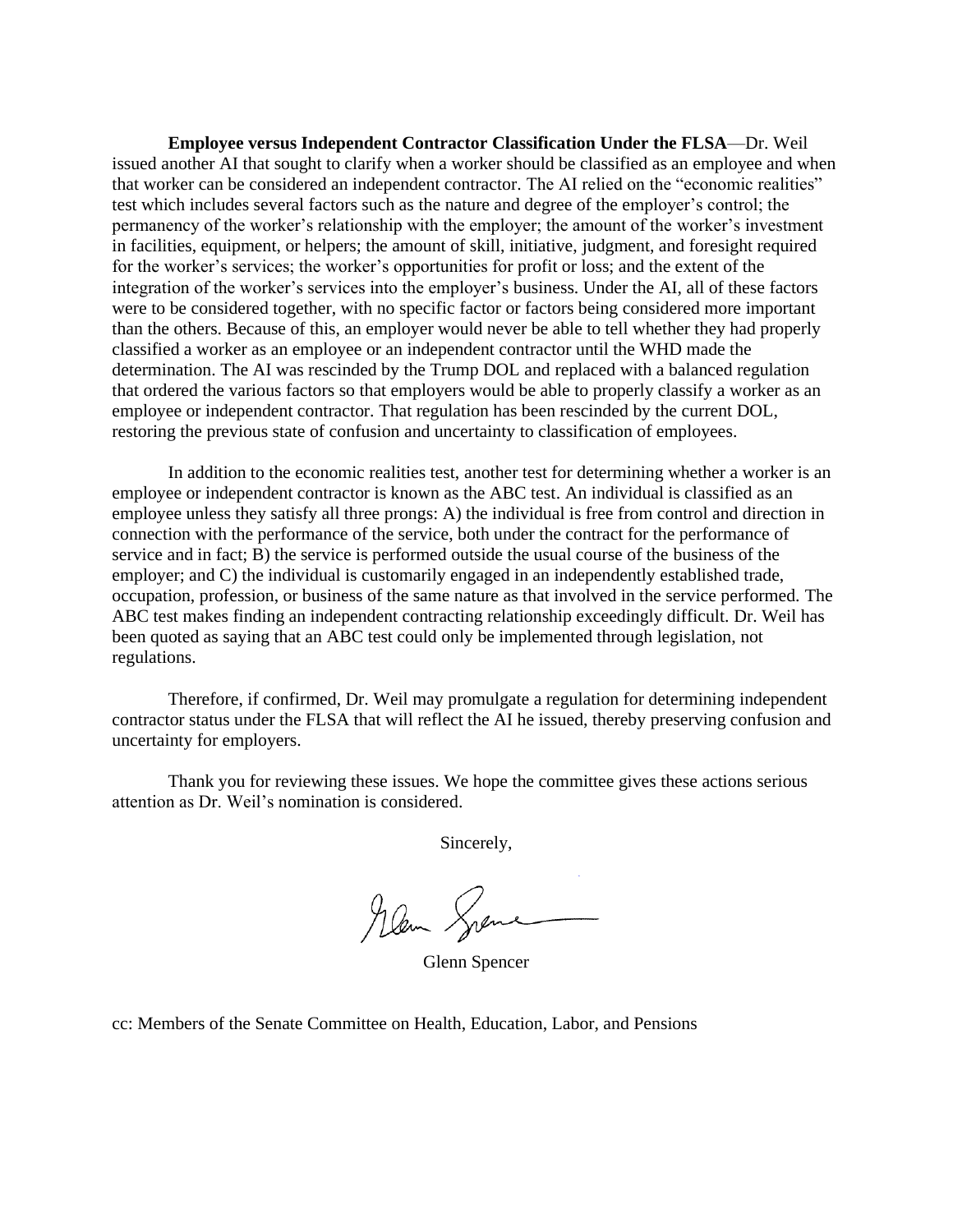**Employee versus Independent Contractor Classification Under the FLSA**—Dr. Weil issued another AI that sought to clarify when a worker should be classified as an employee and when that worker can be considered an independent contractor. The AI relied on the "economic realities" test which includes several factors such as the nature and degree of the employer's control; the permanency of the worker's relationship with the employer; the amount of the worker's investment in facilities, equipment, or helpers; the amount of skill, initiative, judgment, and foresight required for the worker's services; the worker's opportunities for profit or loss; and the extent of the integration of the worker's services into the employer's business. Under the AI, all of these factors were to be considered together, with no specific factor or factors being considered more important than the others. Because of this, an employer would never be able to tell whether they had properly classified a worker as an employee or an independent contractor until the WHD made the determination. The AI was rescinded by the Trump DOL and replaced with a balanced regulation that ordered the various factors so that employers would be able to properly classify a worker as an employee or independent contractor. That regulation has been rescinded by the current DOL, restoring the previous state of confusion and uncertainty to classification of employees.

In addition to the economic realities test, another test for determining whether a worker is an employee or independent contractor is known as the ABC test. An individual is classified as an employee unless they satisfy all three prongs: A) the individual is free from control and direction in connection with the performance of the service, both under the contract for the performance of service and in fact; B) the service is performed outside the usual course of the business of the employer; and C) the individual is customarily engaged in an independently established trade, occupation, profession, or business of the same nature as that involved in the service performed. The ABC test makes finding an independent contracting relationship exceedingly difficult. Dr. Weil has been quoted as saying that an ABC test could only be implemented through legislation, not regulations.

Therefore, if confirmed, Dr. Weil may promulgate a regulation for determining independent contractor status under the FLSA that will reflect the AI he issued, thereby preserving confusion and uncertainty for employers.

Thank you for reviewing these issues. We hope the committee gives these actions serious attention as Dr. Weil's nomination is considered.

Sincerely,

Glenn Spencer

cc: Members of the Senate Committee on Health, Education, Labor, and Pensions